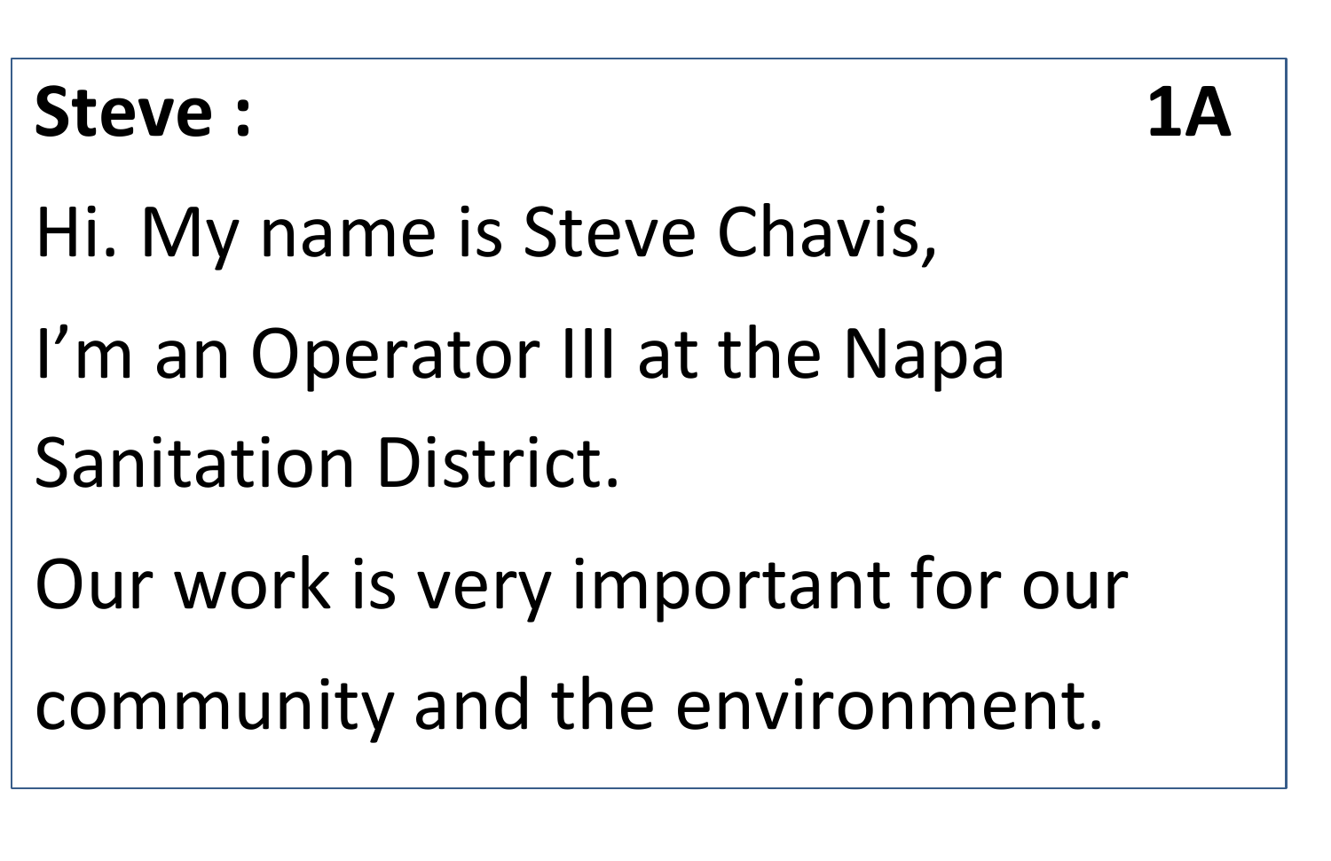**Steve :** **1A**

Hi. My name is Steve Chavis,
I'm an Operator III at the Napa Sanitation District.
Our work is very important for our community and the environment.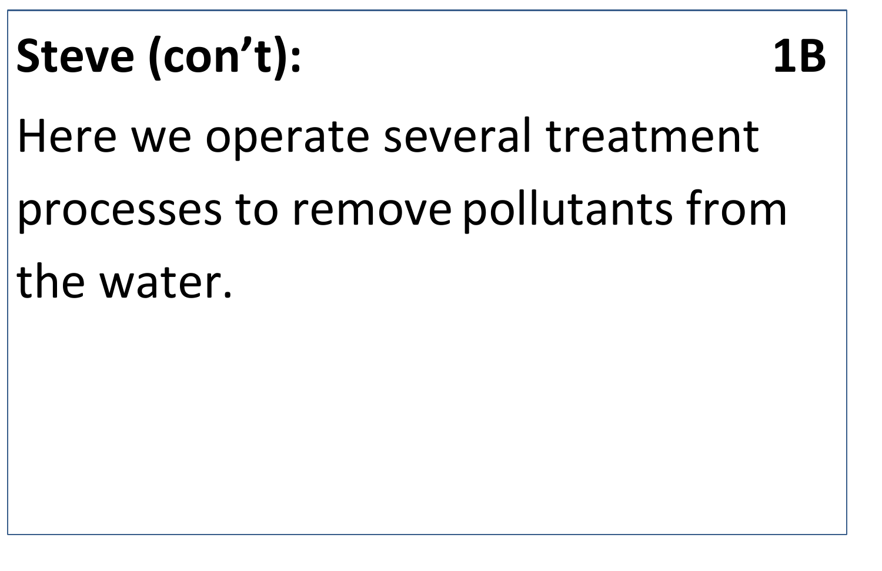**Steve (con’t):** **1B**

Here we operate several treatment processes to remove pollutants from the water.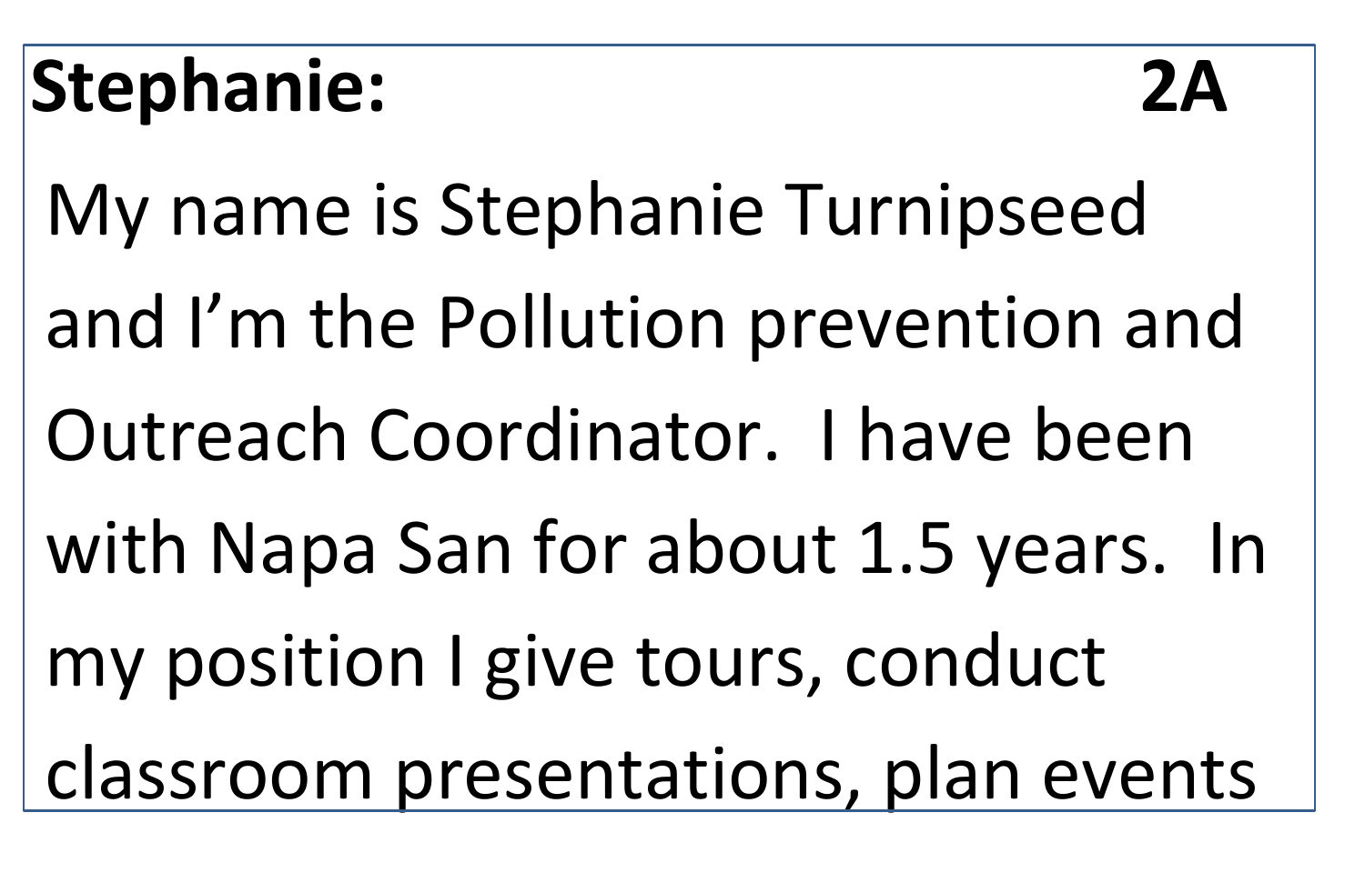**Stephanie: 2A**

My name is Stephanie Turnipseed and I'm the Pollution prevention and Outreach Coordinator. I have been with Napa San for about 1.5 years. In my position I give tours, conduct classroom presentations, plan events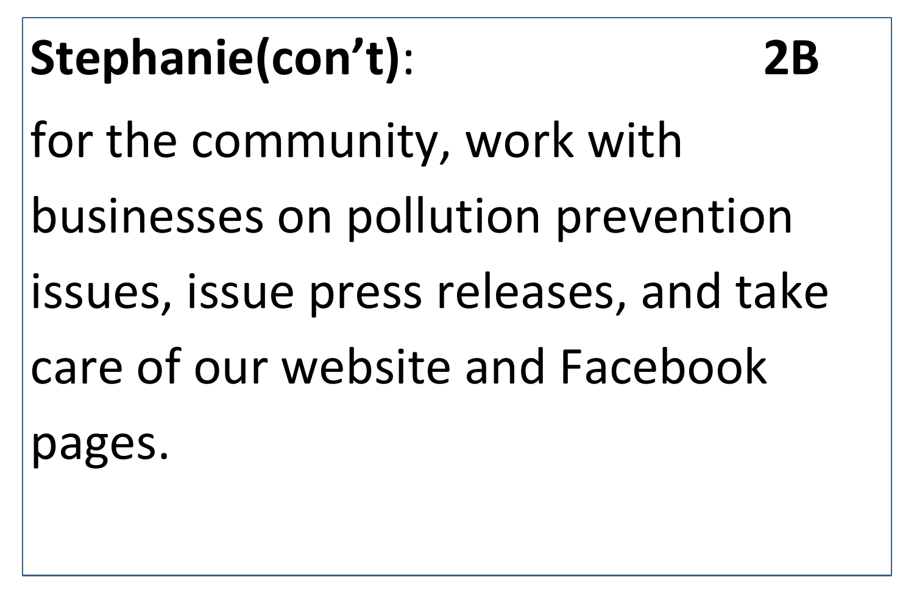**Stephanie(con't)**: **2B**

for the community, work with businesses on pollution prevention issues, issue press releases, and take care of our website and Facebook pages.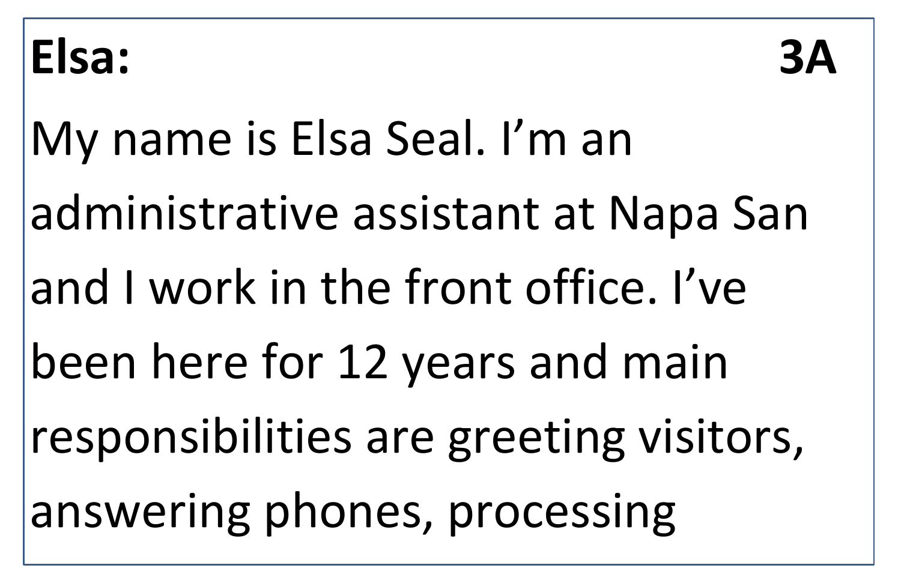**Elsa:** **3A**

My name is Elsa Seal. I’m an administrative assistant at Napa San and I work in the front office. I’ve been here for 12 years and main responsibilities are greeting visitors, answering phones, processing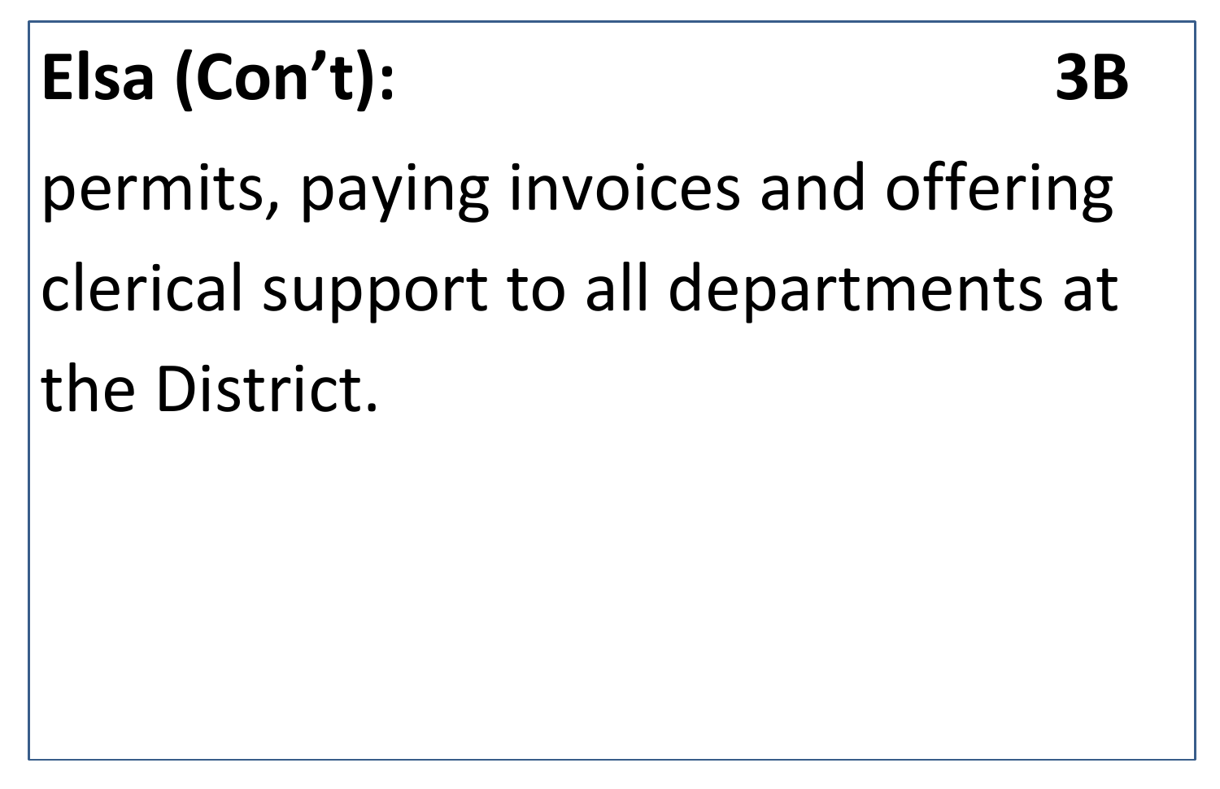**Elsa (Con't): 3B**

permits, paying invoices and offering clerical support to all departments at the District.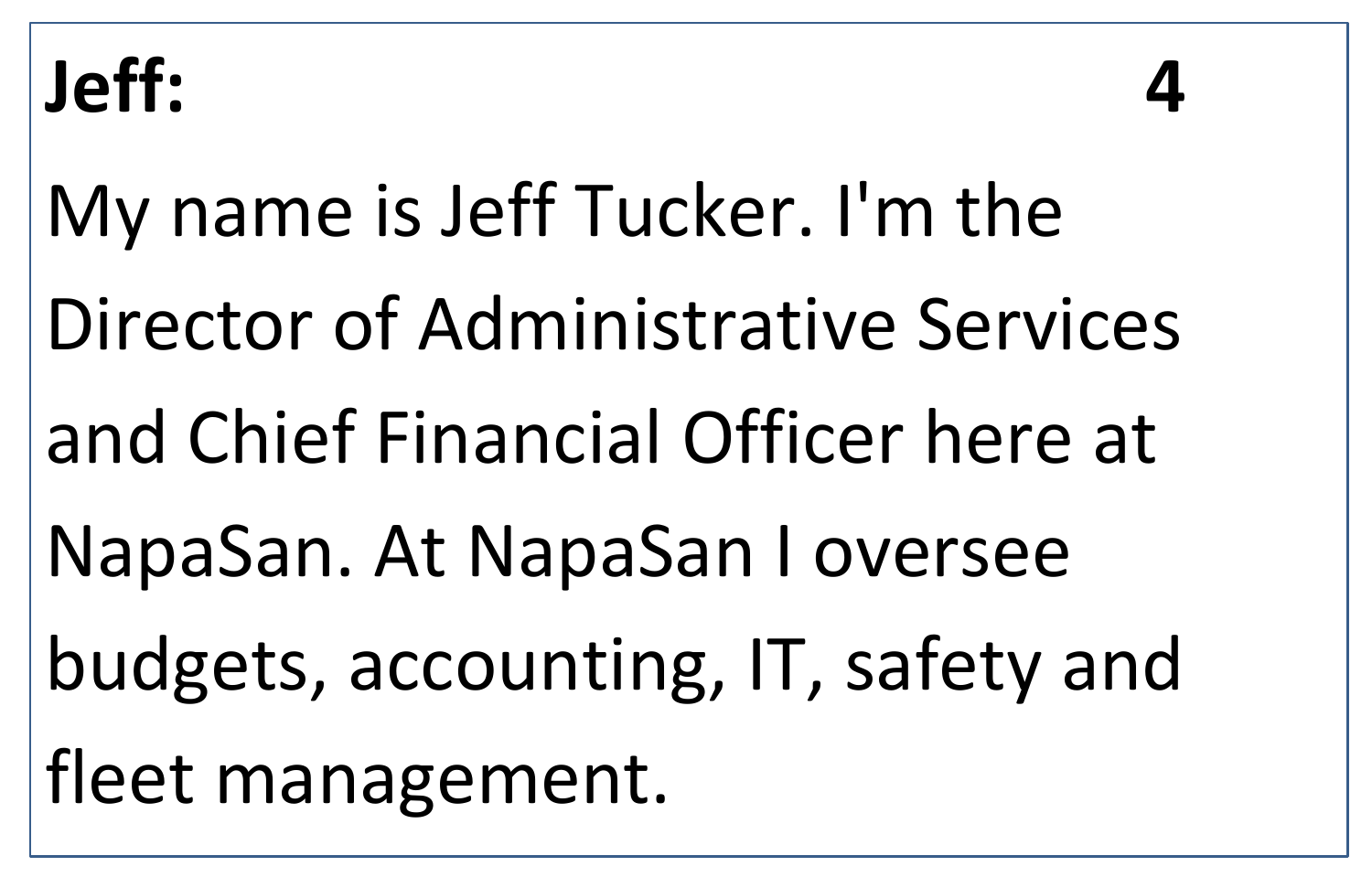**Jeff:** **4**

My name is Jeff Tucker. I'm the Director of Administrative Services and Chief Financial Officer here at NapaSan. At NapaSan I oversee budgets, accounting, IT, safety and fleet management.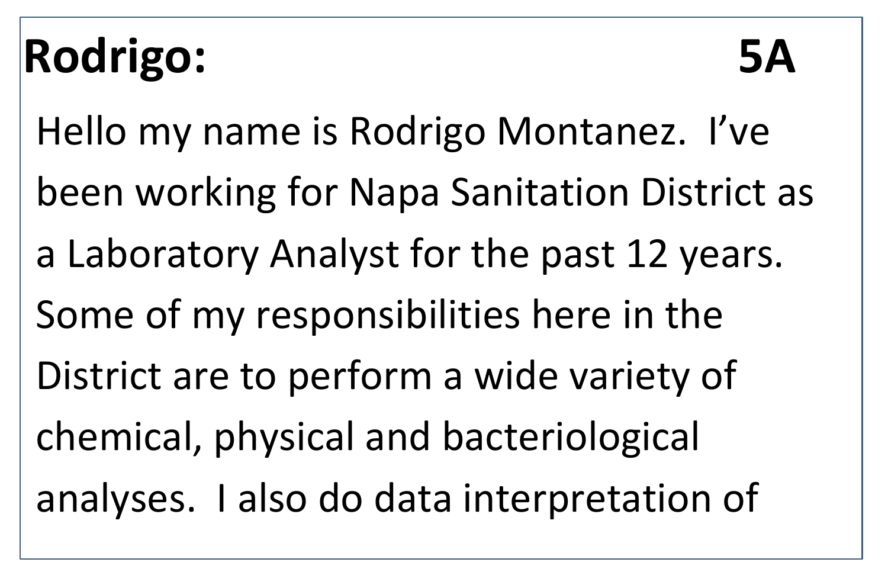**Rodrigo:** **5A**

Hello my name is Rodrigo Montanez. I've been working for Napa Sanitation District as a Laboratory Analyst for the past 12 years. Some of my responsibilities here in the District are to perform a wide variety of chemical, physical and bacteriological analyses. I also do data interpretation of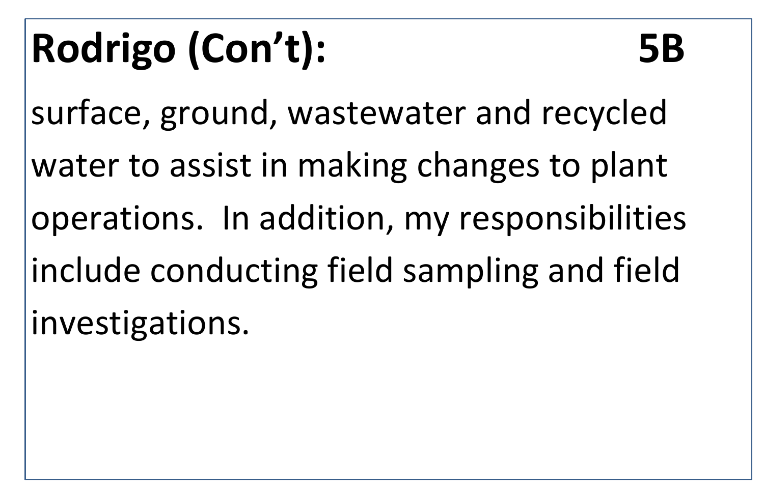**Rodrigo (Con't): 5B**

surface, ground, wastewater and recycled water to assist in making changes to plant operations. In addition, my responsibilities include conducting field sampling and field investigations.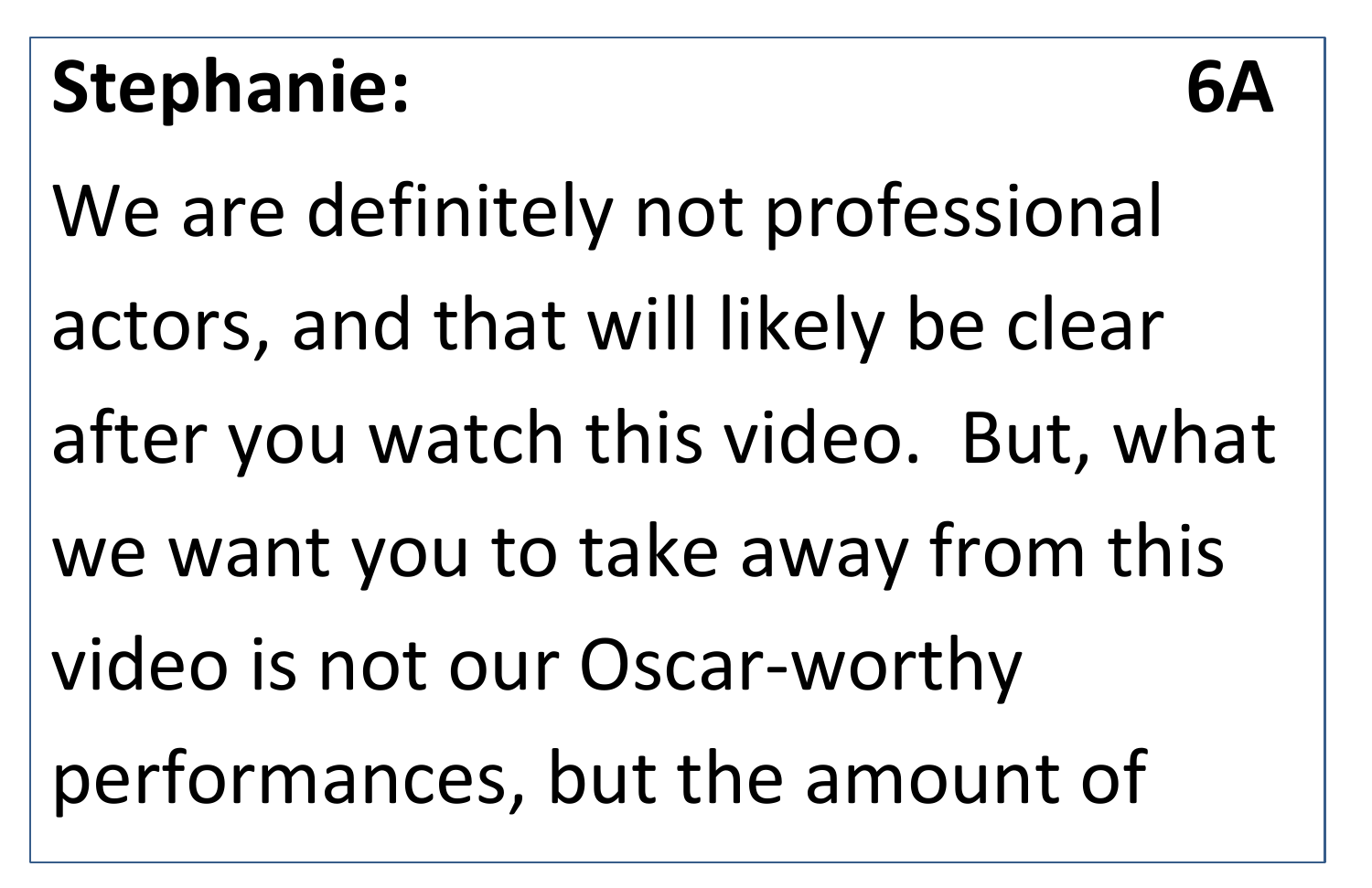**Stephanie:** **6A**

We are definitely not professional actors, and that will likely be clear after you watch this video. But, what we want you to take away from this video is not our Oscar-worthy performances, but the amount of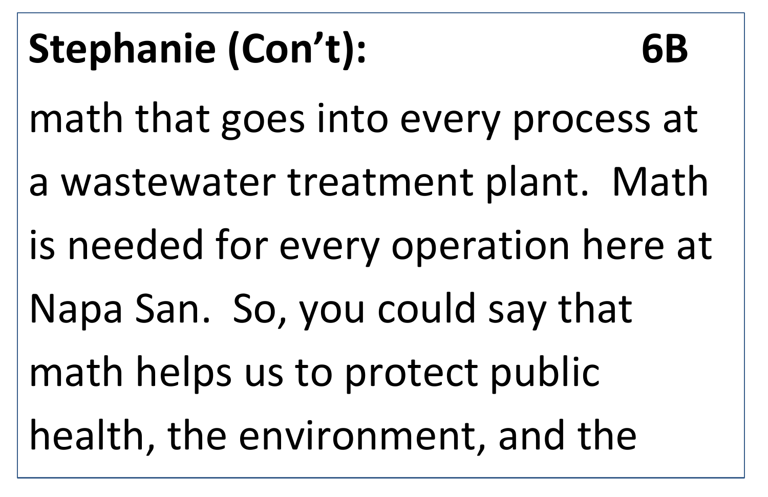**Stephanie (Con't):** **6B**

math that goes into every process at a wastewater treatment plant. Math is needed for every operation here at Napa San. So, you could say that math helps us to protect public health, the environment, and the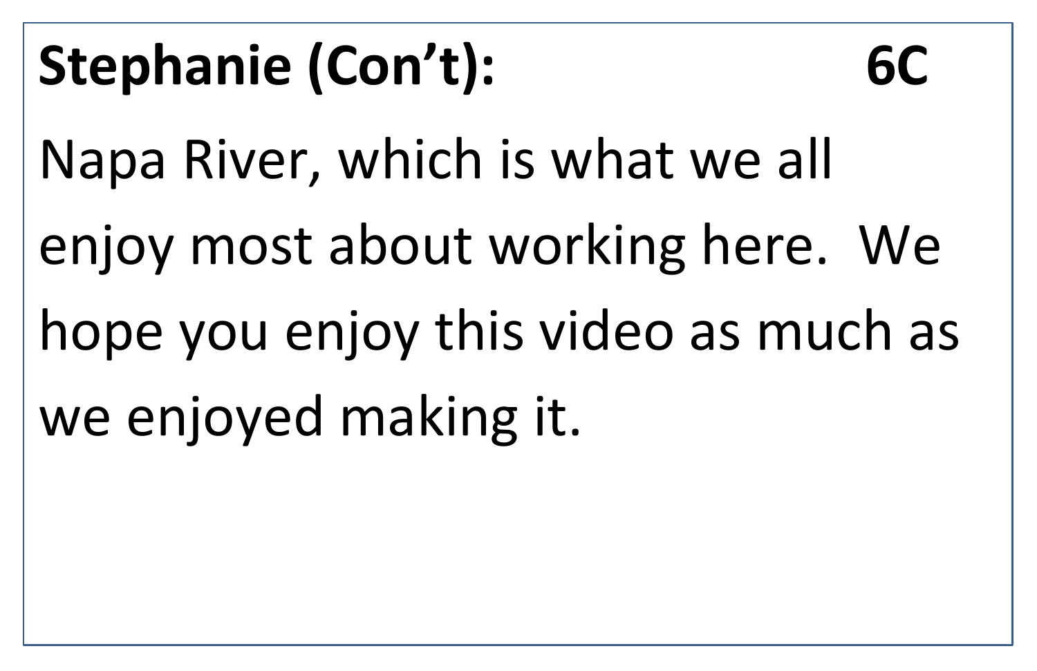**Stephanie (Con't):** **6C**

Napa River, which is what we all enjoy most about working here. We hope you enjoy this video as much as we enjoyed making it.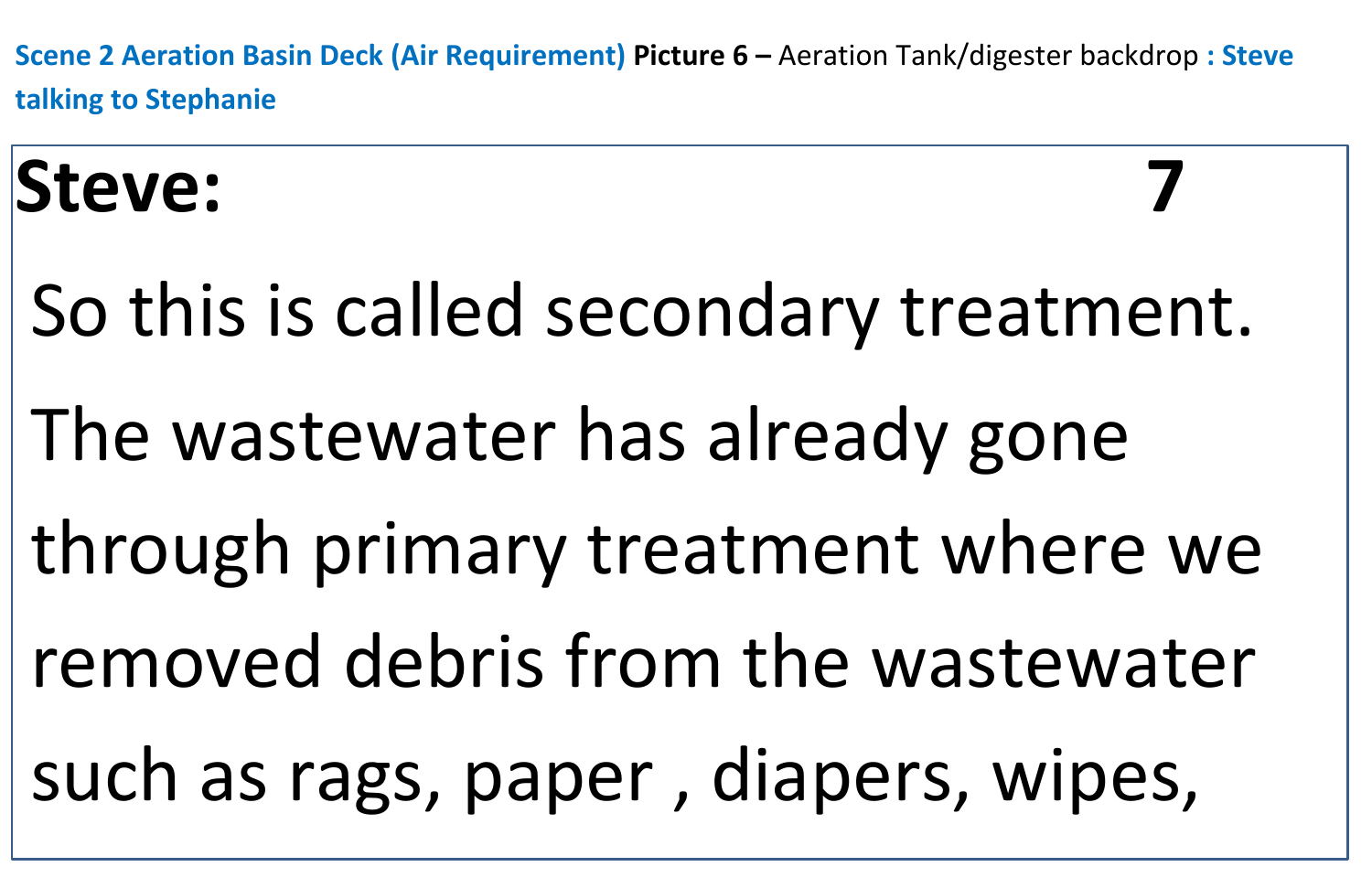**Scene 2 Aeration Basin Deck (Air Requirement) Picture 6 –** Aeration Tank/digester backdrop **: Steve talking to Stephanie**

**Steve:** **7**

So this is called secondary treatment. The wastewater has already gone through primary treatment where we removed debris from the wastewater such as rags, paper , diapers, wipes,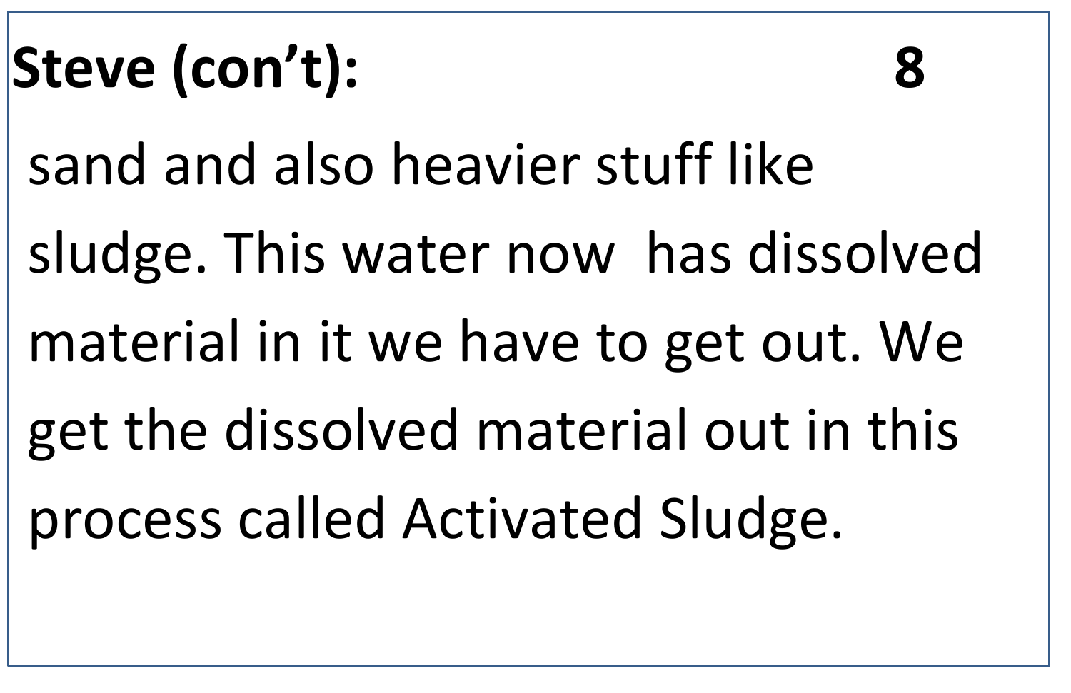**Steve (con't):** **8**

sand and also heavier stuff like sludge. This water now has dissolved material in it we have to get out. We get the dissolved material out in this process called Activated Sludge.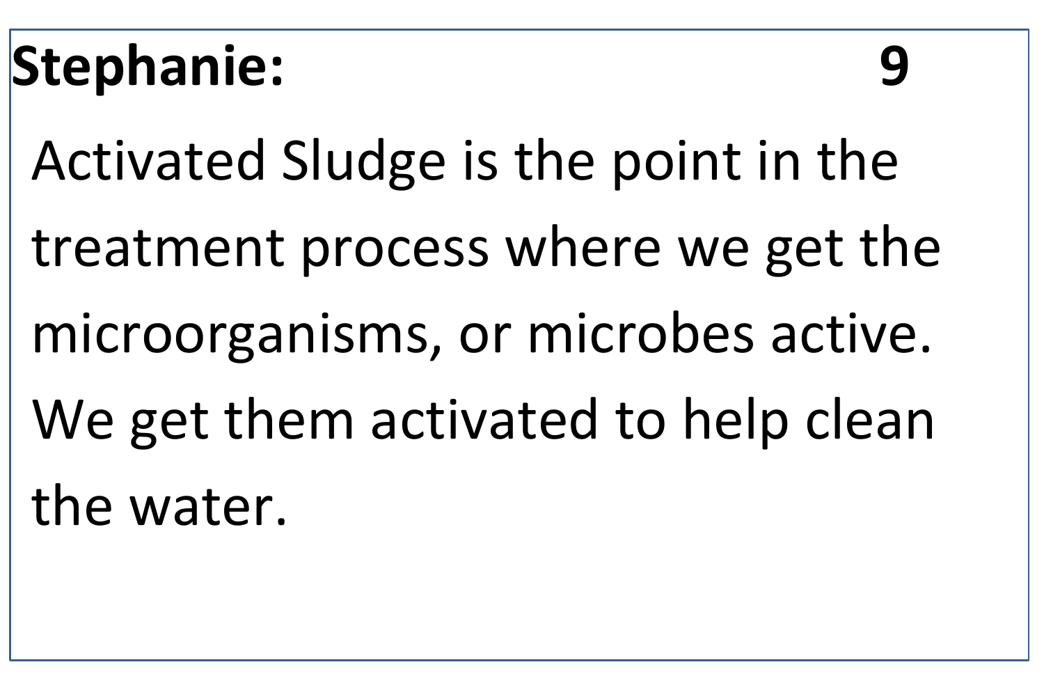**Stephanie:** **9**

Activated Sludge is the point in the treatment process where we get the microorganisms, or microbes active. We get them activated to help clean the water.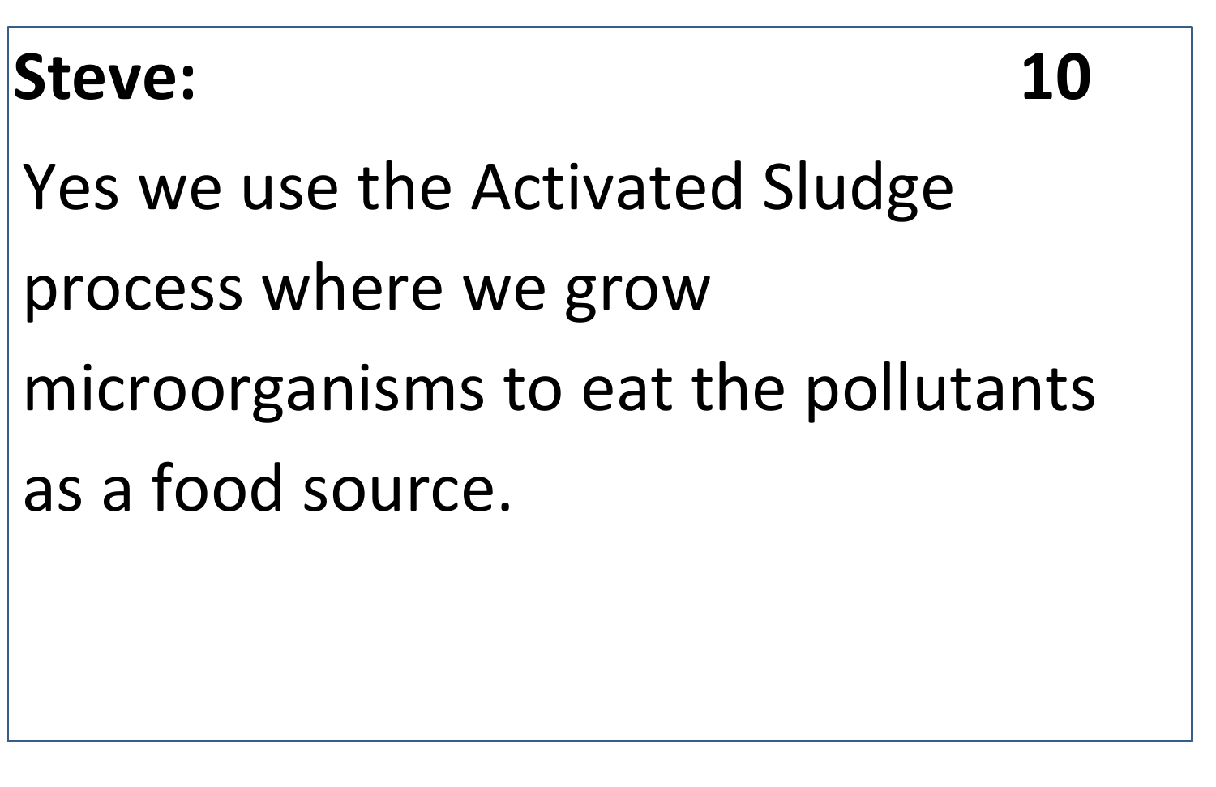**Steve:** **10**

Yes we use the Activated Sludge process where we grow microorganisms to eat the pollutants as a food source.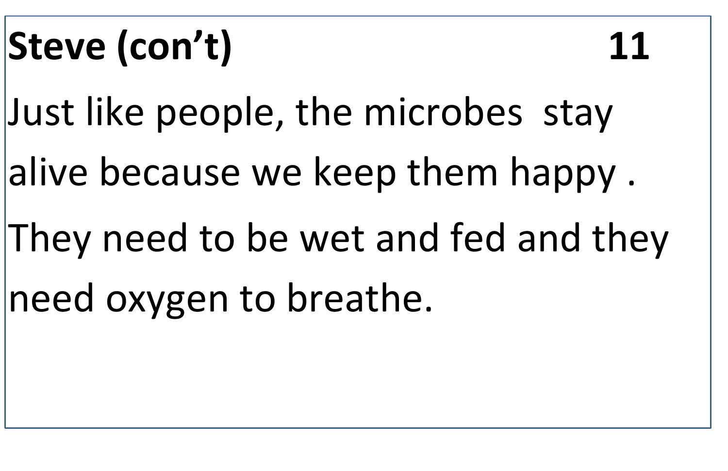**Steve (con't)** **11**

Just like people, the microbes stay alive because we keep them happy . They need to be wet and fed and they need oxygen to breathe.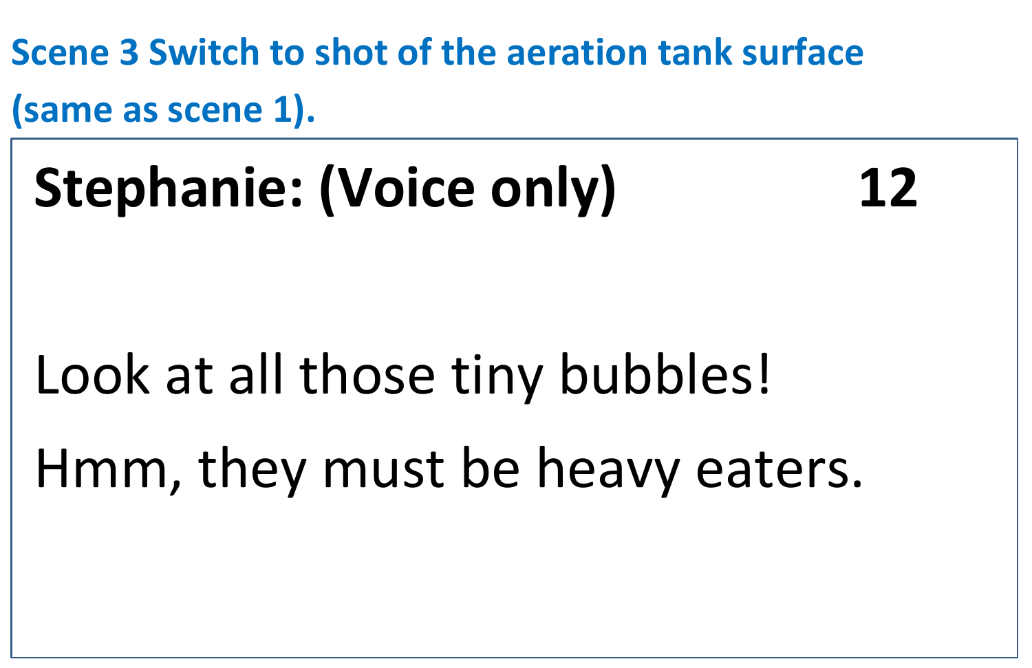**Scene 3 Switch to shot of the aeration tank surface (same as scene 1).**

**Stephanie: (Voice only)** **12**

Look at all those tiny bubbles!

Hmm, they must be heavy eaters.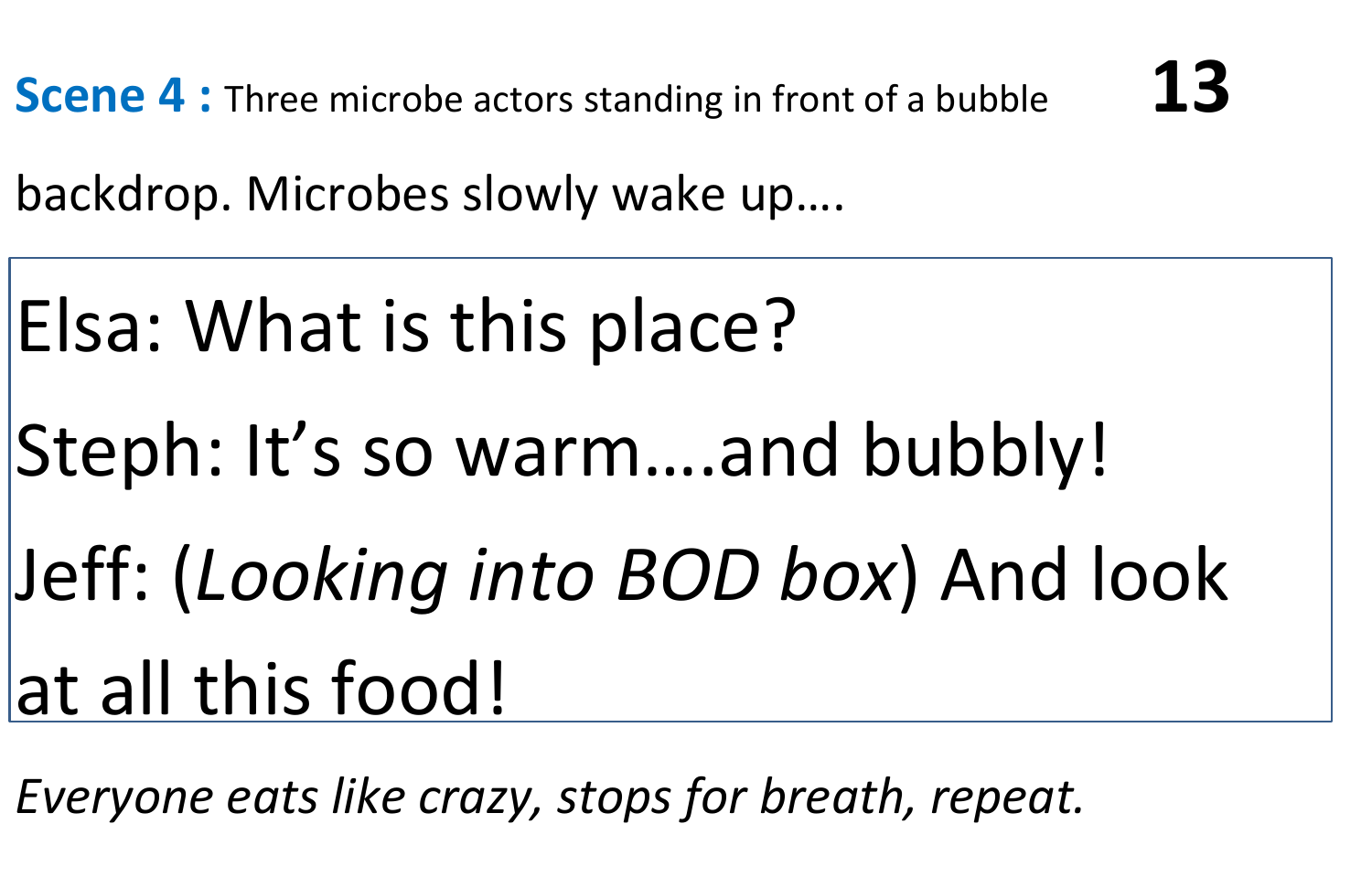**Scene 4 :** Three microbe actors standing in front of a bubble backdrop. Microbes slowly wake up….

Elsa: What is this place?

Steph: It's so warm….and bubbly!

Jeff: (*Looking into BOD box*) And look at all this food!

*Everyone eats like crazy, stops for breath, repeat.*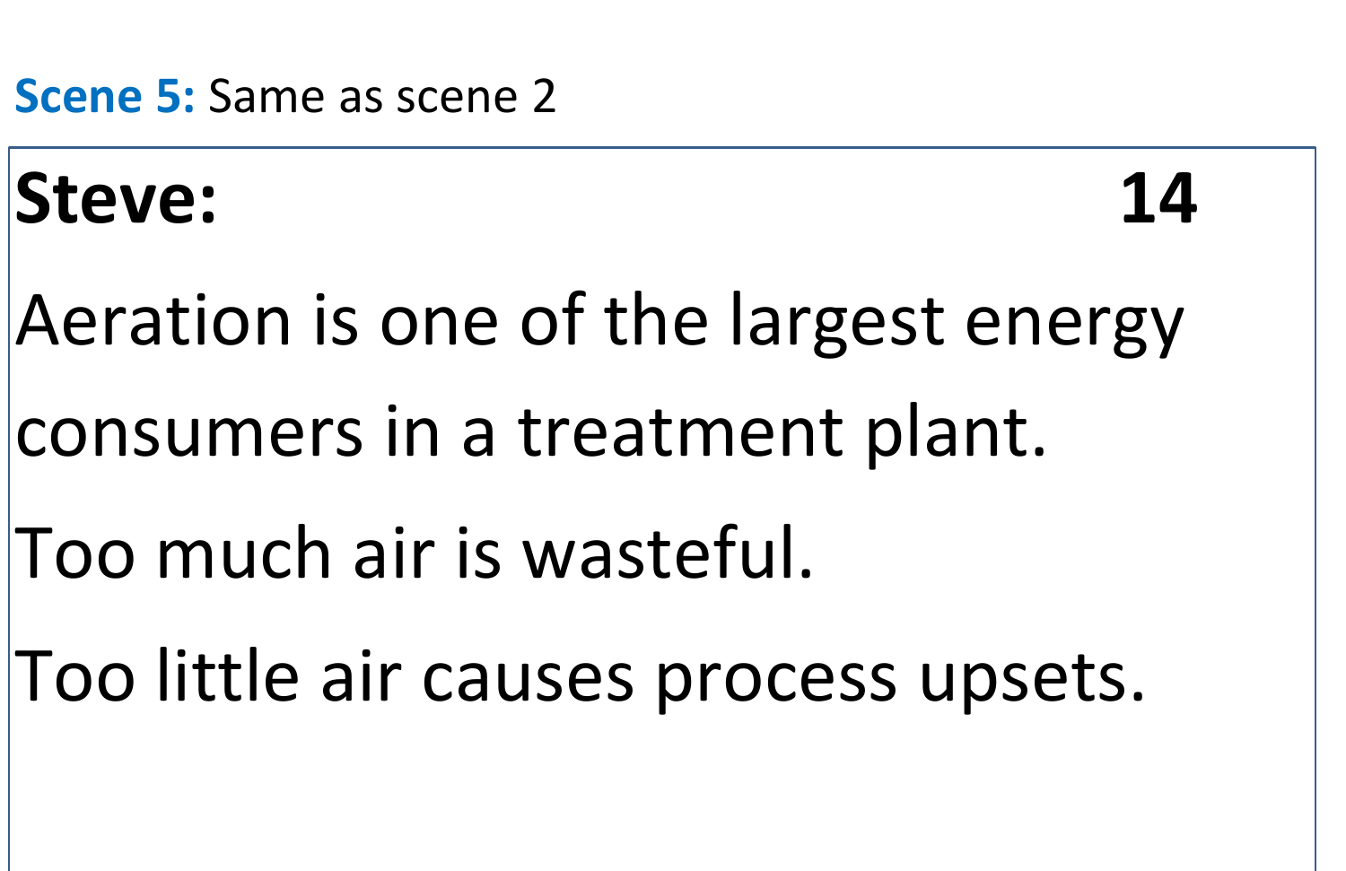**Scene 5:** Same as scene 2

**Steve:** **14**

Aeration is one of the largest energy consumers in a treatment plant.

Too much air is wasteful.

Too little air causes process upsets.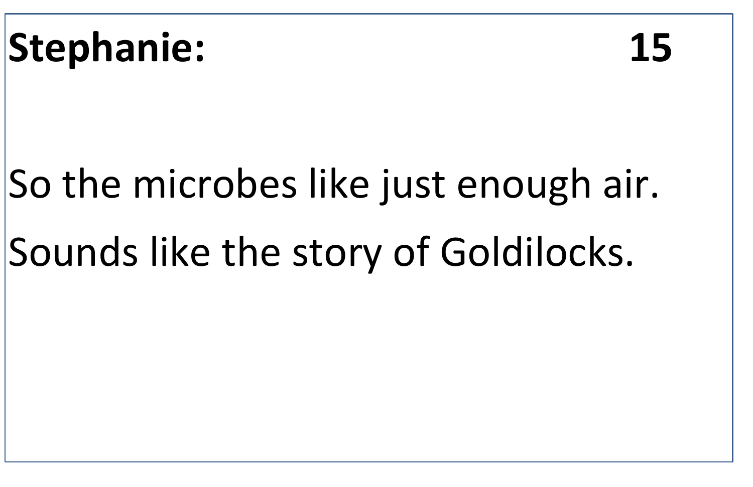**Stephanie: 15**

So the microbes like just enough air.

Sounds like the story of Goldilocks.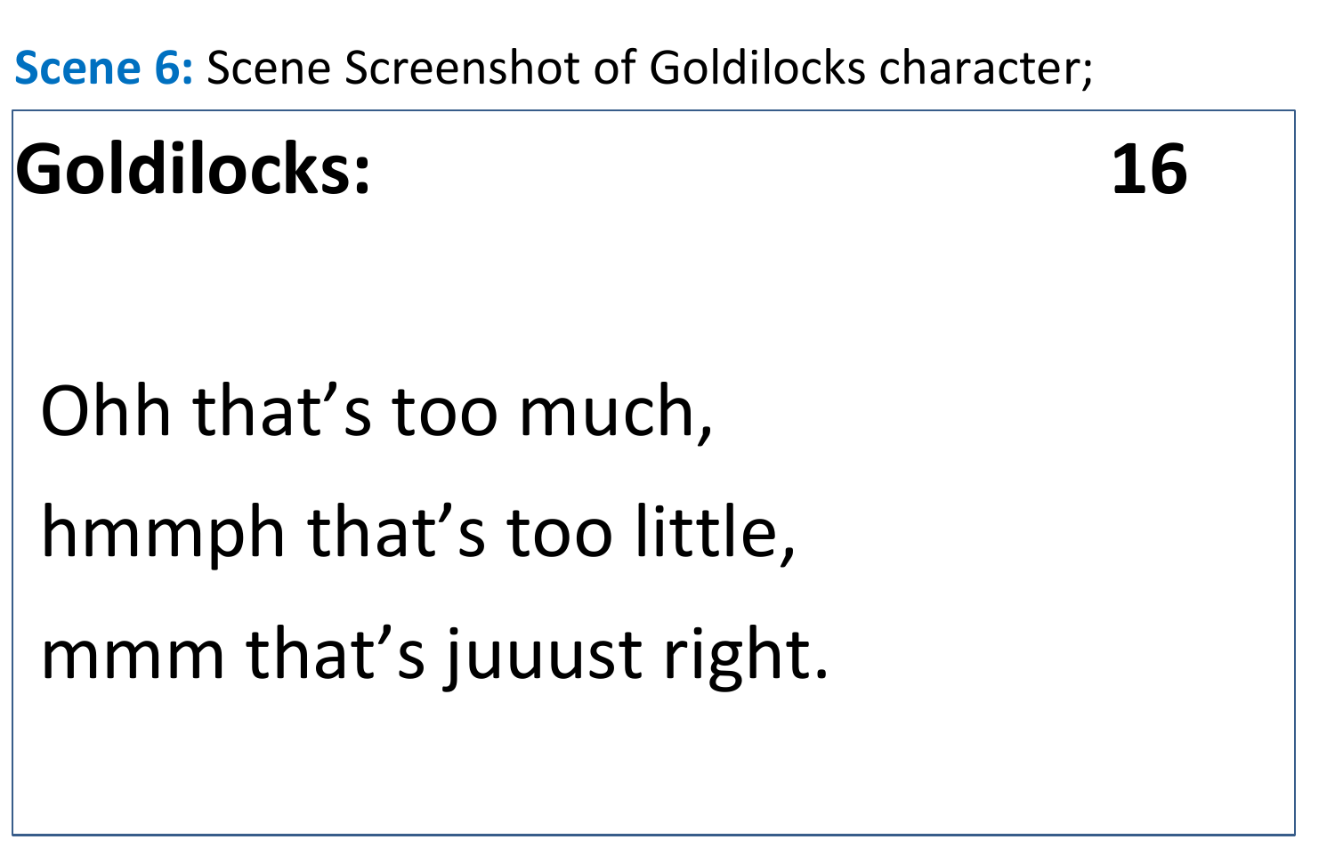**Scene 6:** Scene Screenshot of Goldilocks character;

**Goldilocks:** **16**

Ohh that's too much,

hmmph that's too little,

mmm that's juuust right.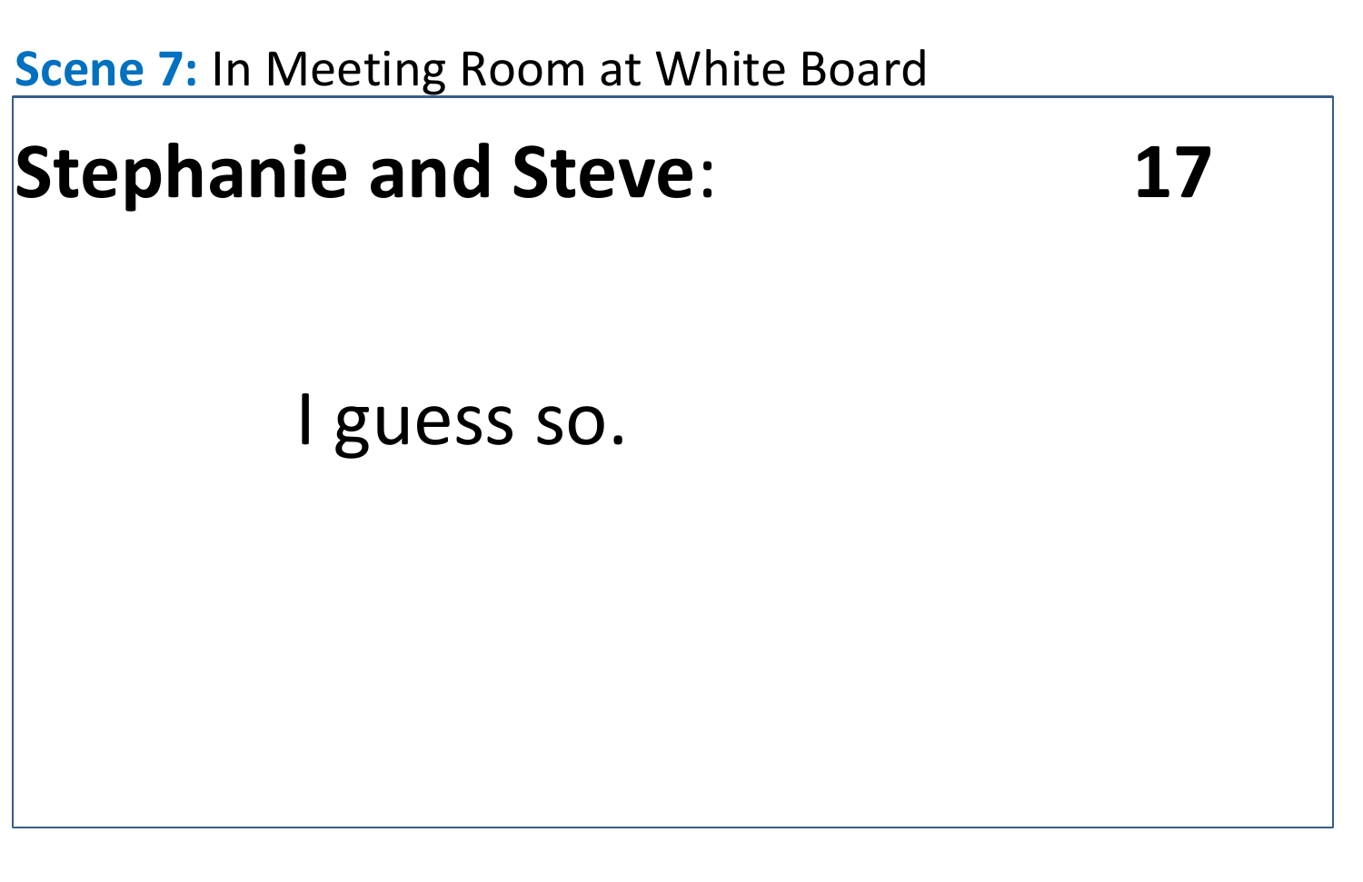**Scene 7:** In Meeting Room at White Board

**Stephanie and Steve**: 17

I guess so.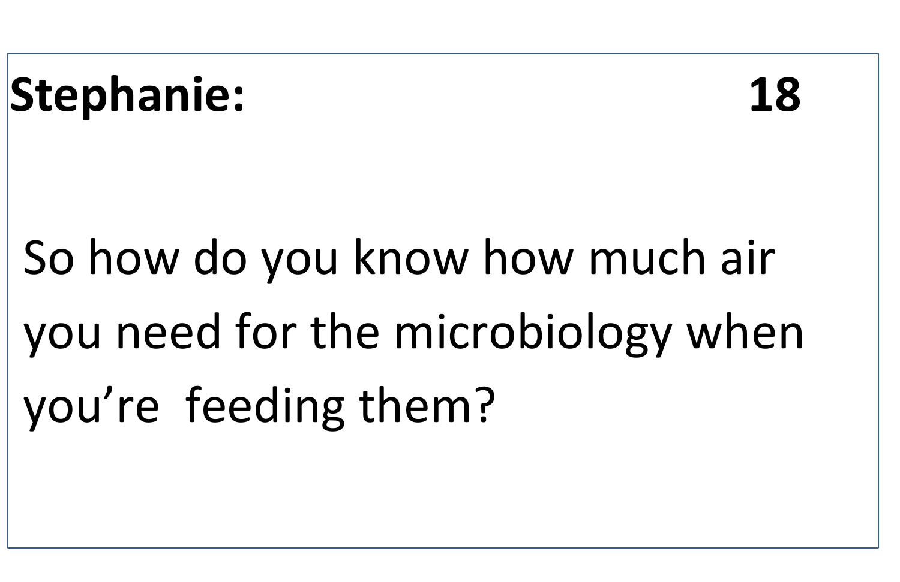**Stephanie:** **18**

So how do you know how much air you need for the microbiology when you're feeding them?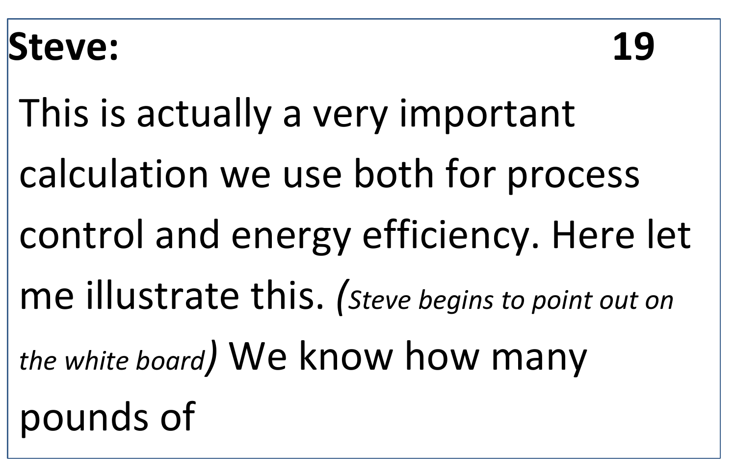**Steve:** **19**

This is actually a very important calculation we use both for process control and energy efficiency. Here let me illustrate this. (*Steve begins to point out on the white board*) We know how many pounds of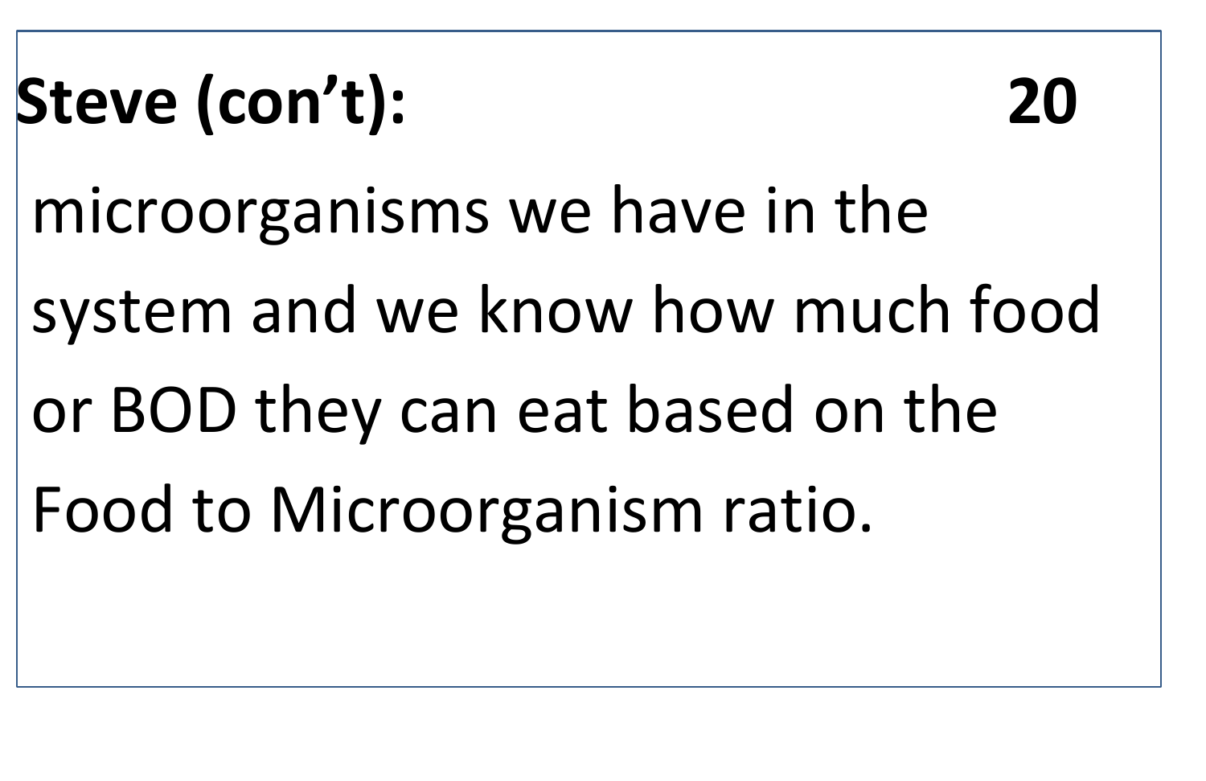**Steve (con't):**

microorganisms we have in the system and we know how much food or BOD they can eat based on the Food to Microorganism ratio.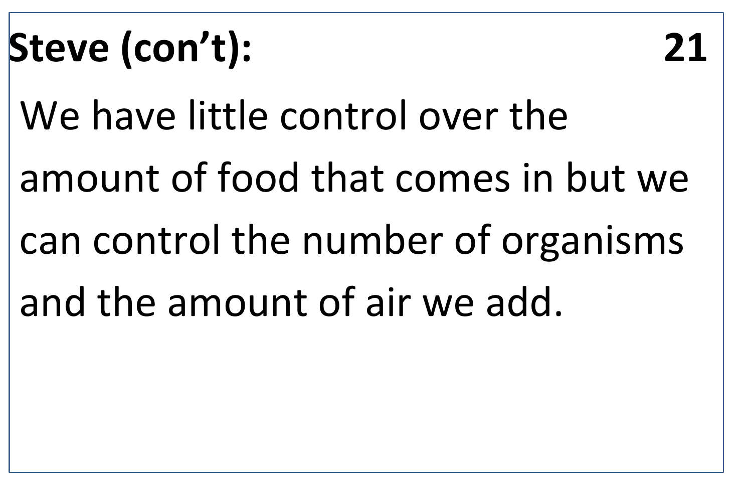**Steve (con't):**

We have little control over the amount of food that comes in but we can control the number of organisms and the amount of air we add.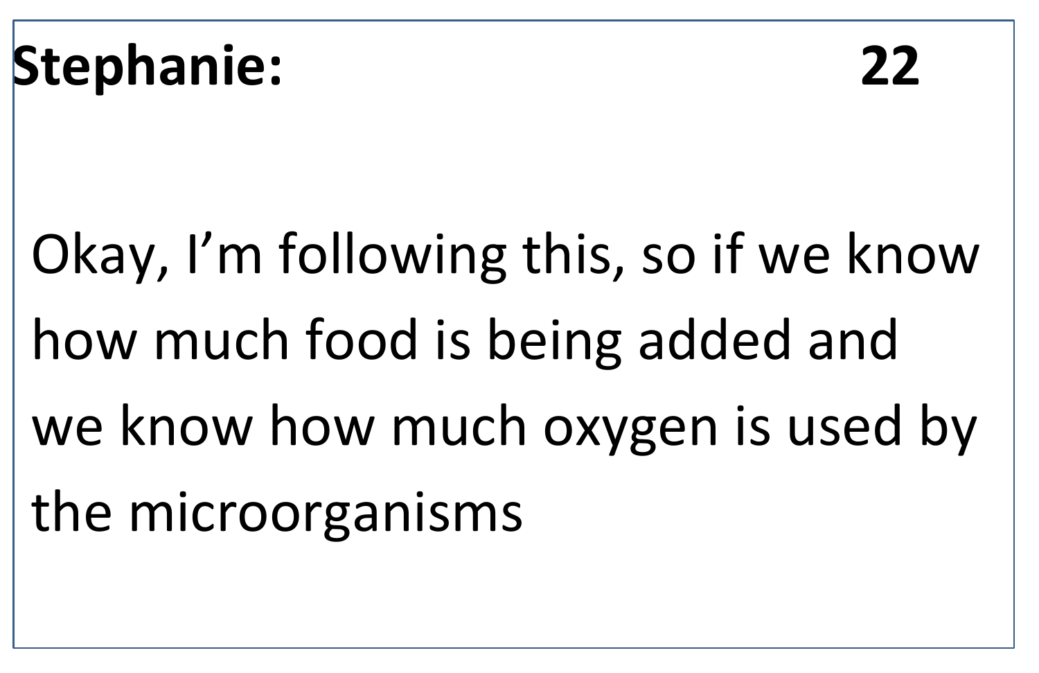**Stephanie:** **22**

Okay, I'm following this, so if we know how much food is being added and we know how much oxygen is used by the microorganisms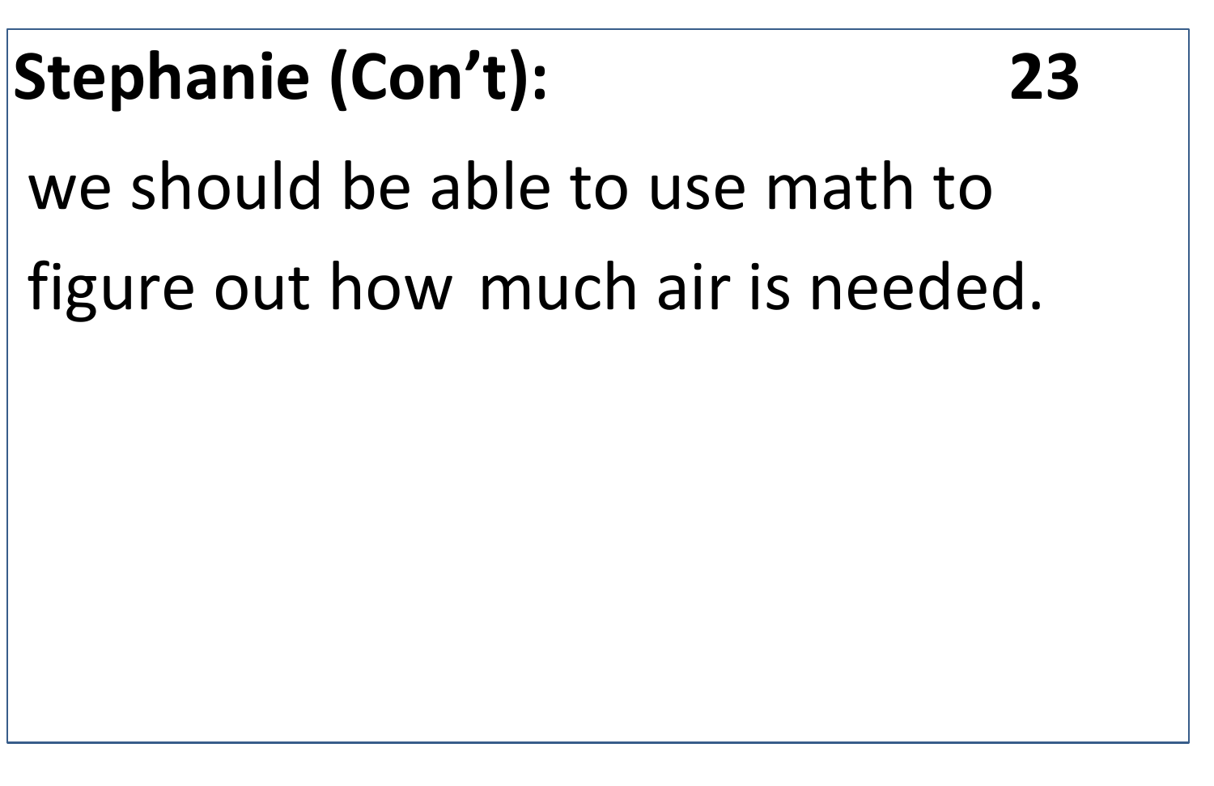**Stephanie (Con't):** 23

we should be able to use math to figure out how much air is needed.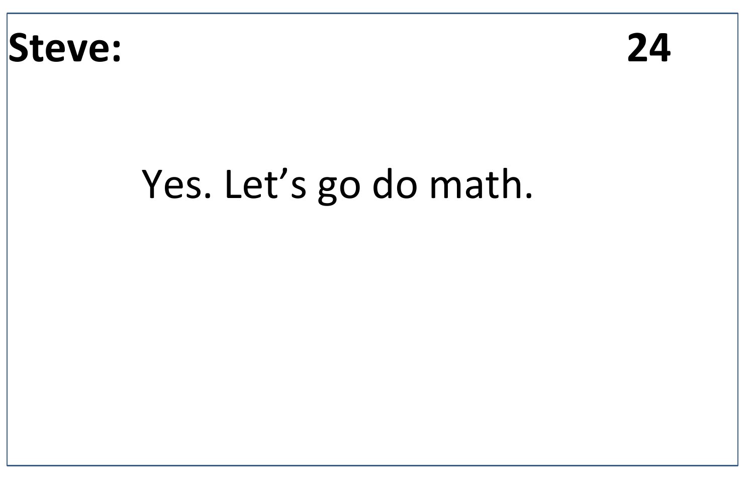**Steve:** **24**

Yes. Let's go do math.